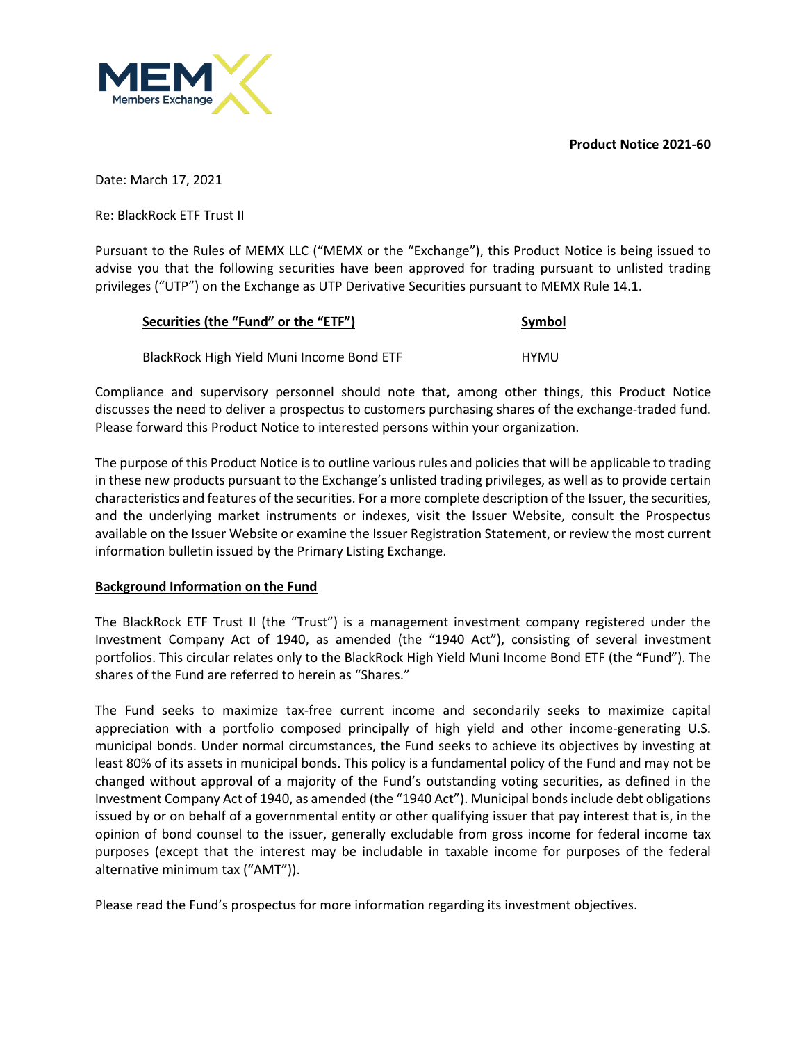**Product Notice 2021-60**

Date: March 17, 2021

Re: BlackRock ETF Trust II

Pursuant to the Rules of MEMX LLC ("MEMX or the "Exchange"), this Product Notice is being issued to advise you that the following securities have been approved for trading pursuant to unlisted trading privileges ("UTP") on the Exchange as UTP Derivative Securities pursuant to MEMX Rule 14.1.

| Securities (the "Fund" or the "ETF") | Symbol |
| --- | --- |
| BlackRock High Yield Muni Income Bond ETF | HYMU |

Compliance and supervisory personnel should note that, among other things, this Product Notice discusses the need to deliver a prospectus to customers purchasing shares of the exchange-traded fund. Please forward this Product Notice to interested persons within your organization.

The purpose of this Product Notice is to outline various rules and policies that will be applicable to trading in these new products pursuant to the Exchange's unlisted trading privileges, as well as to provide certain characteristics and features of the securities. For a more complete description of the Issuer, the securities, and the underlying market instruments or indexes, visit the Issuer Website, consult the Prospectus available on the Issuer Website or examine the Issuer Registration Statement, or review the most current information bulletin issued by the Primary Listing Exchange.

**Background Information on the Fund**

The BlackRock ETF Trust II (the "Trust") is a management investment company registered under the Investment Company Act of 1940, as amended (the "1940 Act"), consisting of several investment portfolios. This circular relates only to the BlackRock High Yield Muni Income Bond ETF (the "Fund"). The shares of the Fund are referred to herein as "Shares."

The Fund seeks to maximize tax-free current income and secondarily seeks to maximize capital appreciation with a portfolio composed principally of high yield and other income-generating U.S. municipal bonds. Under normal circumstances, the Fund seeks to achieve its objectives by investing at least 80% of its assets in municipal bonds. This policy is a fundamental policy of the Fund and may not be changed without approval of a majority of the Fund's outstanding voting securities, as defined in the Investment Company Act of 1940, as amended (the "1940 Act"). Municipal bonds include debt obligations issued by or on behalf of a governmental entity or other qualifying issuer that pay interest that is, in the opinion of bond counsel to the issuer, generally excludable from gross income for federal income tax purposes (except that the interest may be includable in taxable income for purposes of the federal alternative minimum tax ("AMT")).

Please read the Fund's prospectus for more information regarding its investment objectives.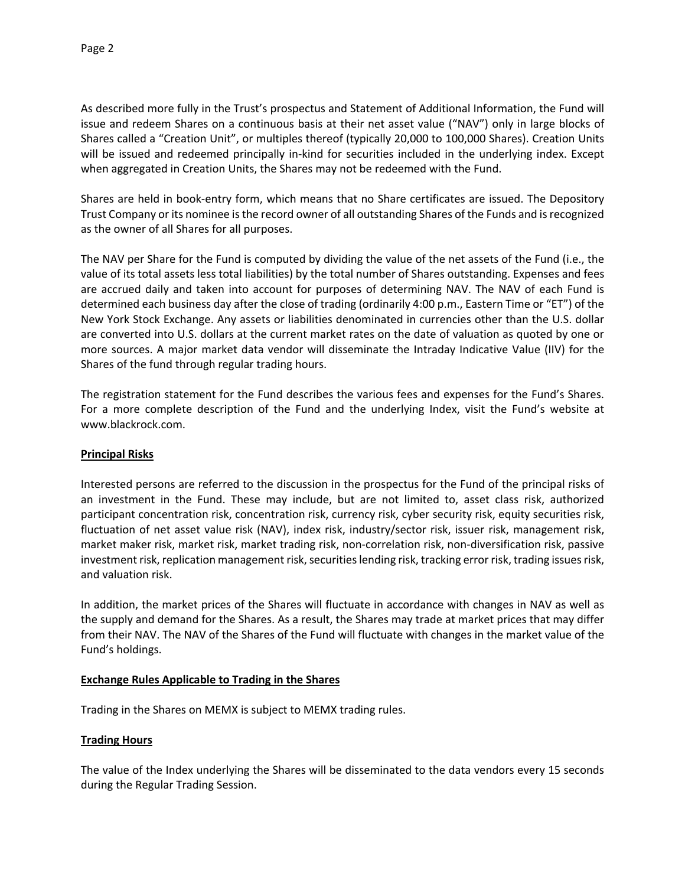As described more fully in the Trust's prospectus and Statement of Additional Information, the Fund will issue and redeem Shares on a continuous basis at their net asset value ("NAV") only in large blocks of Shares called a "Creation Unit", or multiples thereof (typically 20,000 to 100,000 Shares). Creation Units will be issued and redeemed principally in-kind for securities included in the underlying index. Except when aggregated in Creation Units, the Shares may not be redeemed with the Fund.

Shares are held in book-entry form, which means that no Share certificates are issued. The Depository Trust Company or its nominee is the record owner of all outstanding Shares of the Funds and is recognized as the owner of all Shares for all purposes.

The NAV per Share for the Fund is computed by dividing the value of the net assets of the Fund (i.e., the value of its total assets less total liabilities) by the total number of Shares outstanding. Expenses and fees are accrued daily and taken into account for purposes of determining NAV. The NAV of each Fund is determined each business day after the close of trading (ordinarily 4:00 p.m., Eastern Time or "ET") of the New York Stock Exchange. Any assets or liabilities denominated in currencies other than the U.S. dollar are converted into U.S. dollars at the current market rates on the date of valuation as quoted by one or more sources. A major market data vendor will disseminate the Intraday Indicative Value (IIV) for the Shares of the fund through regular trading hours.

The registration statement for the Fund describes the various fees and expenses for the Fund's Shares. For a more complete description of the Fund and the underlying Index, visit the Fund's website at www.blackrock.com.

## Principal Risks

Interested persons are referred to the discussion in the prospectus for the Fund of the principal risks of an investment in the Fund. These may include, but are not limited to, asset class risk, authorized participant concentration risk, concentration risk, currency risk, cyber security risk, equity securities risk, fluctuation of net asset value risk (NAV), index risk, industry/sector risk, issuer risk, management risk, market maker risk, market risk, market trading risk, non-correlation risk, non-diversification risk, passive investment risk, replication management risk, securities lending risk, tracking error risk, trading issues risk, and valuation risk.

In addition, the market prices of the Shares will fluctuate in accordance with changes in NAV as well as the supply and demand for the Shares. As a result, the Shares may trade at market prices that may differ from their NAV. The NAV of the Shares of the Fund will fluctuate with changes in the market value of the Fund's holdings.

## Exchange Rules Applicable to Trading in the Shares

Trading in the Shares on MEMX is subject to MEMX trading rules.

## Trading Hours

The value of the Index underlying the Shares will be disseminated to the data vendors every 15 seconds during the Regular Trading Session.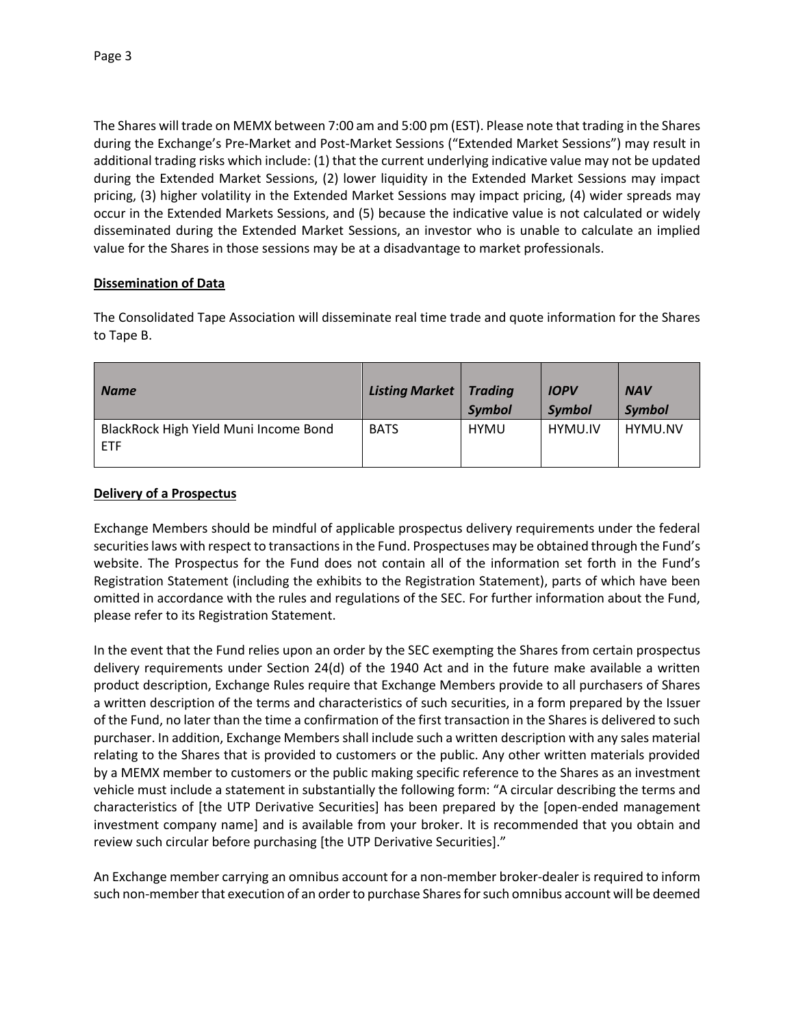The Shares will trade on MEMX between 7:00 am and 5:00 pm (EST). Please note that trading in the Shares during the Exchange's Pre-Market and Post-Market Sessions ("Extended Market Sessions") may result in additional trading risks which include: (1) that the current underlying indicative value may not be updated during the Extended Market Sessions, (2) lower liquidity in the Extended Market Sessions may impact pricing, (3) higher volatility in the Extended Market Sessions may impact pricing, (4) wider spreads may occur in the Extended Markets Sessions, and (5) because the indicative value is not calculated or widely disseminated during the Extended Market Sessions, an investor who is unable to calculate an implied value for the Shares in those sessions may be at a disadvantage to market professionals.

**Dissemination of Data**

The Consolidated Tape Association will disseminate real time trade and quote information for the Shares to Tape B.

| ***Name*** | ***Listing Market*** | ***Trading Symbol*** | ***IOPV Symbol*** | ***NAV Symbol*** |
|---|---|---|---|---|
| BlackRock High Yield Muni Income Bond ETF | BATS | HYMU | HYMU.IV | HYMU.NV |

**Delivery of a Prospectus**

Exchange Members should be mindful of applicable prospectus delivery requirements under the federal securities laws with respect to transactions in the Fund. Prospectuses may be obtained through the Fund's website. The Prospectus for the Fund does not contain all of the information set forth in the Fund's Registration Statement (including the exhibits to the Registration Statement), parts of which have been omitted in accordance with the rules and regulations of the SEC. For further information about the Fund, please refer to its Registration Statement.

In the event that the Fund relies upon an order by the SEC exempting the Shares from certain prospectus delivery requirements under Section 24(d) of the 1940 Act and in the future make available a written product description, Exchange Rules require that Exchange Members provide to all purchasers of Shares a written description of the terms and characteristics of such securities, in a form prepared by the Issuer of the Fund, no later than the time a confirmation of the first transaction in the Shares is delivered to such purchaser. In addition, Exchange Members shall include such a written description with any sales material relating to the Shares that is provided to customers or the public. Any other written materials provided by a MEMX member to customers or the public making specific reference to the Shares as an investment vehicle must include a statement in substantially the following form: "A circular describing the terms and characteristics of [the UTP Derivative Securities] has been prepared by the [open-ended management investment company name] and is available from your broker. It is recommended that you obtain and review such circular before purchasing [the UTP Derivative Securities]."

An Exchange member carrying an omnibus account for a non-member broker-dealer is required to inform such non-member that execution of an order to purchase Shares for such omnibus account will be deemed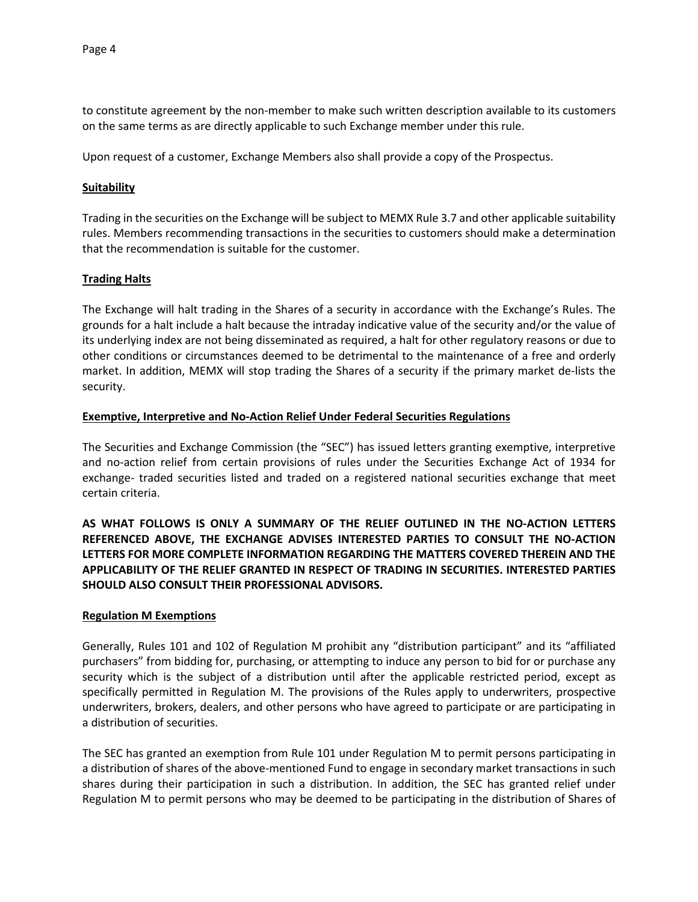to constitute agreement by the non-member to make such written description available to its customers on the same terms as are directly applicable to such Exchange member under this rule.

Upon request of a customer, Exchange Members also shall provide a copy of the Prospectus.

**Suitability**

Trading in the securities on the Exchange will be subject to MEMX Rule 3.7 and other applicable suitability rules. Members recommending transactions in the securities to customers should make a determination that the recommendation is suitable for the customer.

**Trading Halts**

The Exchange will halt trading in the Shares of a security in accordance with the Exchange's Rules. The grounds for a halt include a halt because the intraday indicative value of the security and/or the value of its underlying index are not being disseminated as required, a halt for other regulatory reasons or due to other conditions or circumstances deemed to be detrimental to the maintenance of a free and orderly market. In addition, MEMX will stop trading the Shares of a security if the primary market de-lists the security.

**Exemptive, Interpretive and No-Action Relief Under Federal Securities Regulations**

The Securities and Exchange Commission (the "SEC") has issued letters granting exemptive, interpretive and no-action relief from certain provisions of rules under the Securities Exchange Act of 1934 for exchange- traded securities listed and traded on a registered national securities exchange that meet certain criteria.

**AS WHAT FOLLOWS IS ONLY A SUMMARY OF THE RELIEF OUTLINED IN THE NO-ACTION LETTERS REFERENCED ABOVE, THE EXCHANGE ADVISES INTERESTED PARTIES TO CONSULT THE NO-ACTION LETTERS FOR MORE COMPLETE INFORMATION REGARDING THE MATTERS COVERED THEREIN AND THE APPLICABILITY OF THE RELIEF GRANTED IN RESPECT OF TRADING IN SECURITIES. INTERESTED PARTIES SHOULD ALSO CONSULT THEIR PROFESSIONAL ADVISORS.**

**Regulation M Exemptions**

Generally, Rules 101 and 102 of Regulation M prohibit any "distribution participant" and its "affiliated purchasers" from bidding for, purchasing, or attempting to induce any person to bid for or purchase any security which is the subject of a distribution until after the applicable restricted period, except as specifically permitted in Regulation M. The provisions of the Rules apply to underwriters, prospective underwriters, brokers, dealers, and other persons who have agreed to participate or are participating in a distribution of securities.

The SEC has granted an exemption from Rule 101 under Regulation M to permit persons participating in a distribution of shares of the above-mentioned Fund to engage in secondary market transactions in such shares during their participation in such a distribution. In addition, the SEC has granted relief under Regulation M to permit persons who may be deemed to be participating in the distribution of Shares of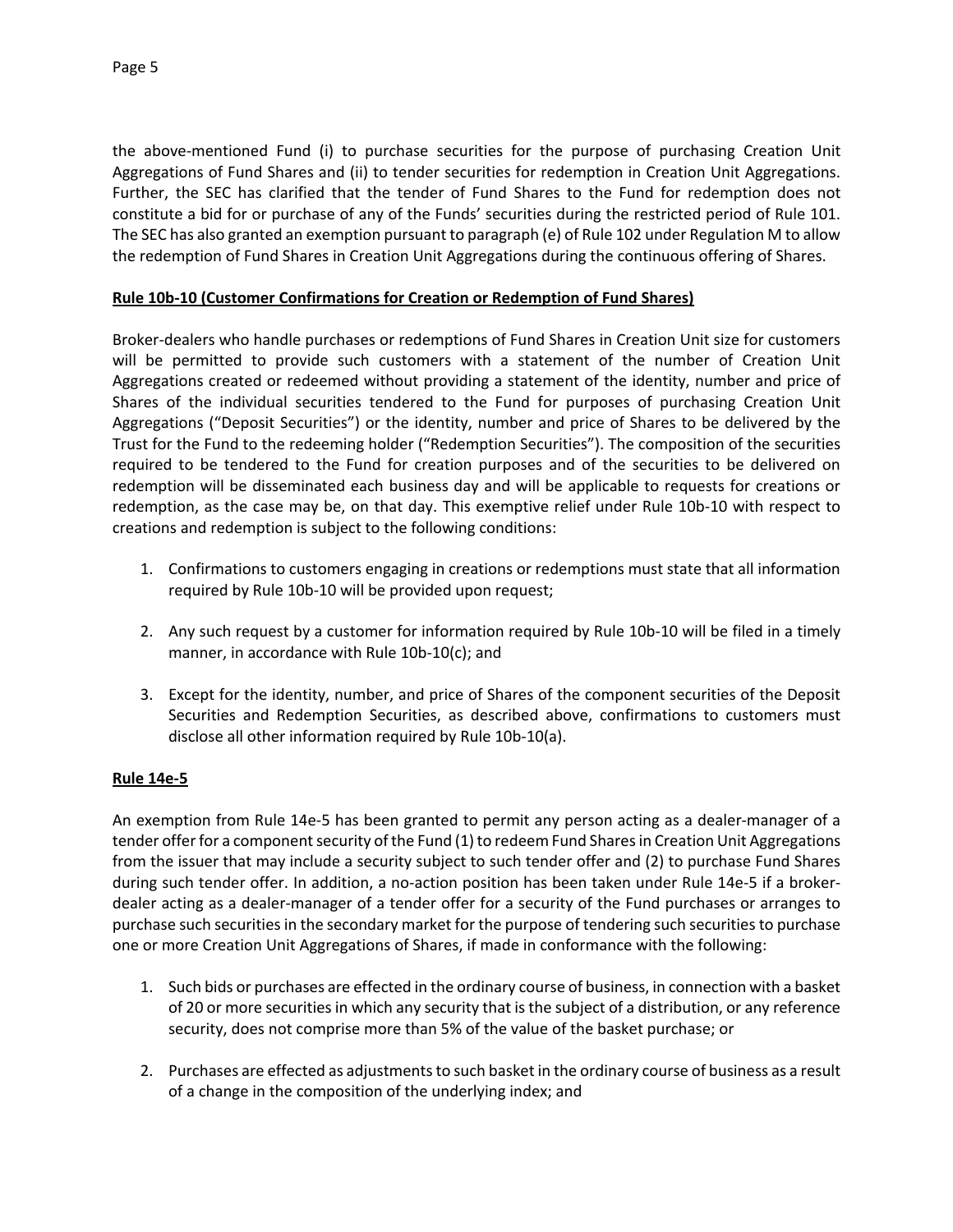the above-mentioned Fund (i) to purchase securities for the purpose of purchasing Creation Unit Aggregations of Fund Shares and (ii) to tender securities for redemption in Creation Unit Aggregations. Further, the SEC has clarified that the tender of Fund Shares to the Fund for redemption does not constitute a bid for or purchase of any of the Funds' securities during the restricted period of Rule 101. The SEC has also granted an exemption pursuant to paragraph (e) of Rule 102 under Regulation M to allow the redemption of Fund Shares in Creation Unit Aggregations during the continuous offering of Shares.

**Rule 10b-10 (Customer Confirmations for Creation or Redemption of Fund Shares)**

Broker-dealers who handle purchases or redemptions of Fund Shares in Creation Unit size for customers will be permitted to provide such customers with a statement of the number of Creation Unit Aggregations created or redeemed without providing a statement of the identity, number and price of Shares of the individual securities tendered to the Fund for purposes of purchasing Creation Unit Aggregations ("Deposit Securities") or the identity, number and price of Shares to be delivered by the Trust for the Fund to the redeeming holder ("Redemption Securities"). The composition of the securities required to be tendered to the Fund for creation purposes and of the securities to be delivered on redemption will be disseminated each business day and will be applicable to requests for creations or redemption, as the case may be, on that day. This exemptive relief under Rule 10b-10 with respect to creations and redemption is subject to the following conditions:

1. Confirmations to customers engaging in creations or redemptions must state that all information required by Rule 10b-10 will be provided upon request;

2. Any such request by a customer for information required by Rule 10b-10 will be filed in a timely manner, in accordance with Rule 10b-10(c); and

3. Except for the identity, number, and price of Shares of the component securities of the Deposit Securities and Redemption Securities, as described above, confirmations to customers must disclose all other information required by Rule 10b-10(a).

**Rule 14e-5**

An exemption from Rule 14e-5 has been granted to permit any person acting as a dealer-manager of a tender offer for a component security of the Fund (1) to redeem Fund Shares in Creation Unit Aggregations from the issuer that may include a security subject to such tender offer and (2) to purchase Fund Shares during such tender offer. In addition, a no-action position has been taken under Rule 14e-5 if a broker-dealer acting as a dealer-manager of a tender offer for a security of the Fund purchases or arranges to purchase such securities in the secondary market for the purpose of tendering such securities to purchase one or more Creation Unit Aggregations of Shares, if made in conformance with the following:

1. Such bids or purchases are effected in the ordinary course of business, in connection with a basket of 20 or more securities in which any security that is the subject of a distribution, or any reference security, does not comprise more than 5% of the value of the basket purchase; or

2. Purchases are effected as adjustments to such basket in the ordinary course of business as a result of a change in the composition of the underlying index; and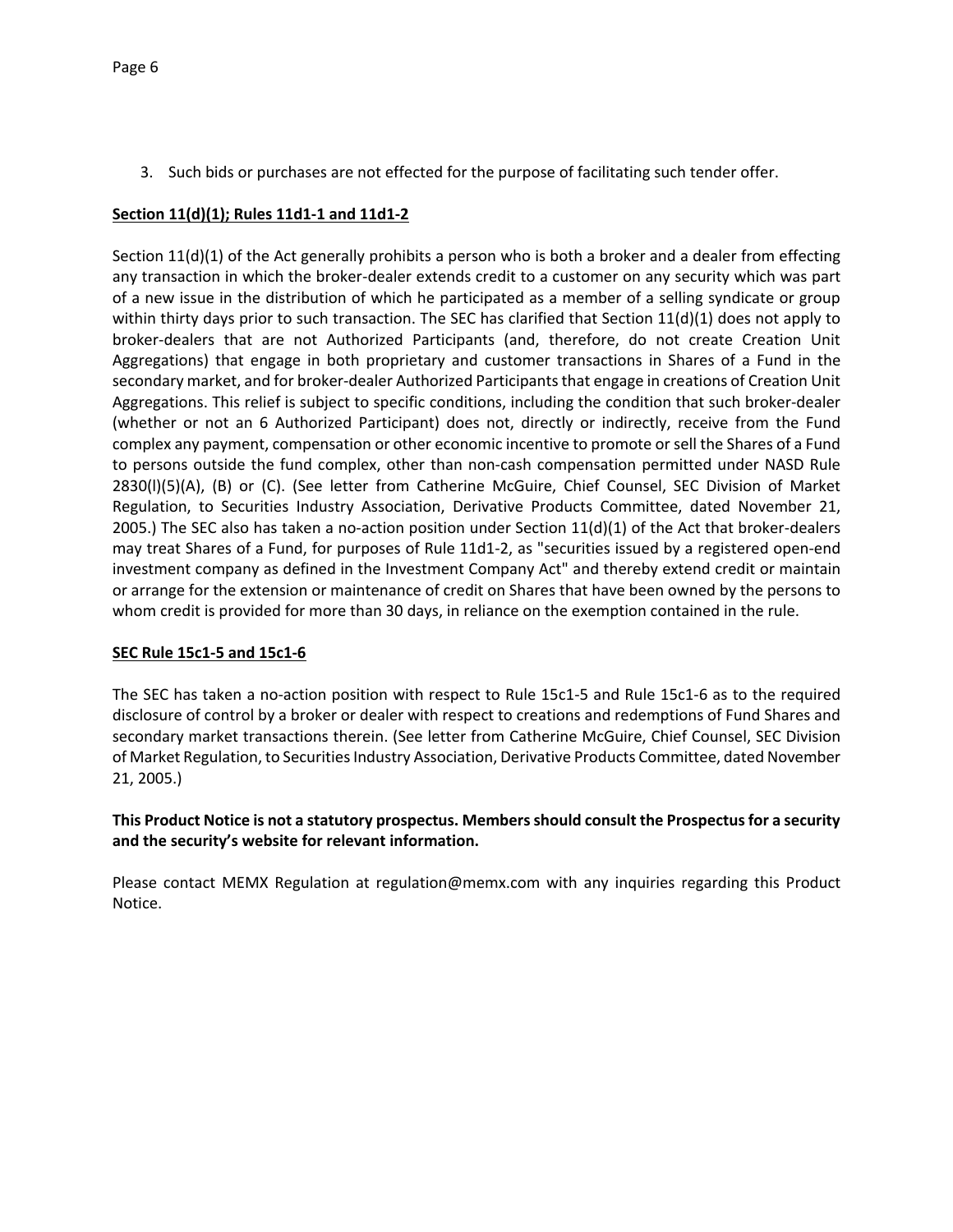3. Such bids or purchases are not effected for the purpose of facilitating such tender offer.

**Section 11(d)(1); Rules 11d1-1 and 11d1-2**

Section 11(d)(1) of the Act generally prohibits a person who is both a broker and a dealer from effecting any transaction in which the broker-dealer extends credit to a customer on any security which was part of a new issue in the distribution of which he participated as a member of a selling syndicate or group within thirty days prior to such transaction. The SEC has clarified that Section 11(d)(1) does not apply to broker-dealers that are not Authorized Participants (and, therefore, do not create Creation Unit Aggregations) that engage in both proprietary and customer transactions in Shares of a Fund in the secondary market, and for broker-dealer Authorized Participants that engage in creations of Creation Unit Aggregations. This relief is subject to specific conditions, including the condition that such broker-dealer (whether or not an 6 Authorized Participant) does not, directly or indirectly, receive from the Fund complex any payment, compensation or other economic incentive to promote or sell the Shares of a Fund to persons outside the fund complex, other than non-cash compensation permitted under NASD Rule 2830(l)(5)(A), (B) or (C). (See letter from Catherine McGuire, Chief Counsel, SEC Division of Market Regulation, to Securities Industry Association, Derivative Products Committee, dated November 21, 2005.) The SEC also has taken a no-action position under Section 11(d)(1) of the Act that broker-dealers may treat Shares of a Fund, for purposes of Rule 11d1-2, as "securities issued by a registered open-end investment company as defined in the Investment Company Act" and thereby extend credit or maintain or arrange for the extension or maintenance of credit on Shares that have been owned by the persons to whom credit is provided for more than 30 days, in reliance on the exemption contained in the rule.

**SEC Rule 15c1-5 and 15c1-6**

The SEC has taken a no-action position with respect to Rule 15c1-5 and Rule 15c1-6 as to the required disclosure of control by a broker or dealer with respect to creations and redemptions of Fund Shares and secondary market transactions therein. (See letter from Catherine McGuire, Chief Counsel, SEC Division of Market Regulation, to Securities Industry Association, Derivative Products Committee, dated November 21, 2005.)

**This Product Notice is not a statutory prospectus. Members should consult the Prospectus for a security and the security's website for relevant information.**

Please contact MEMX Regulation at regulation@memx.com with any inquiries regarding this Product Notice.